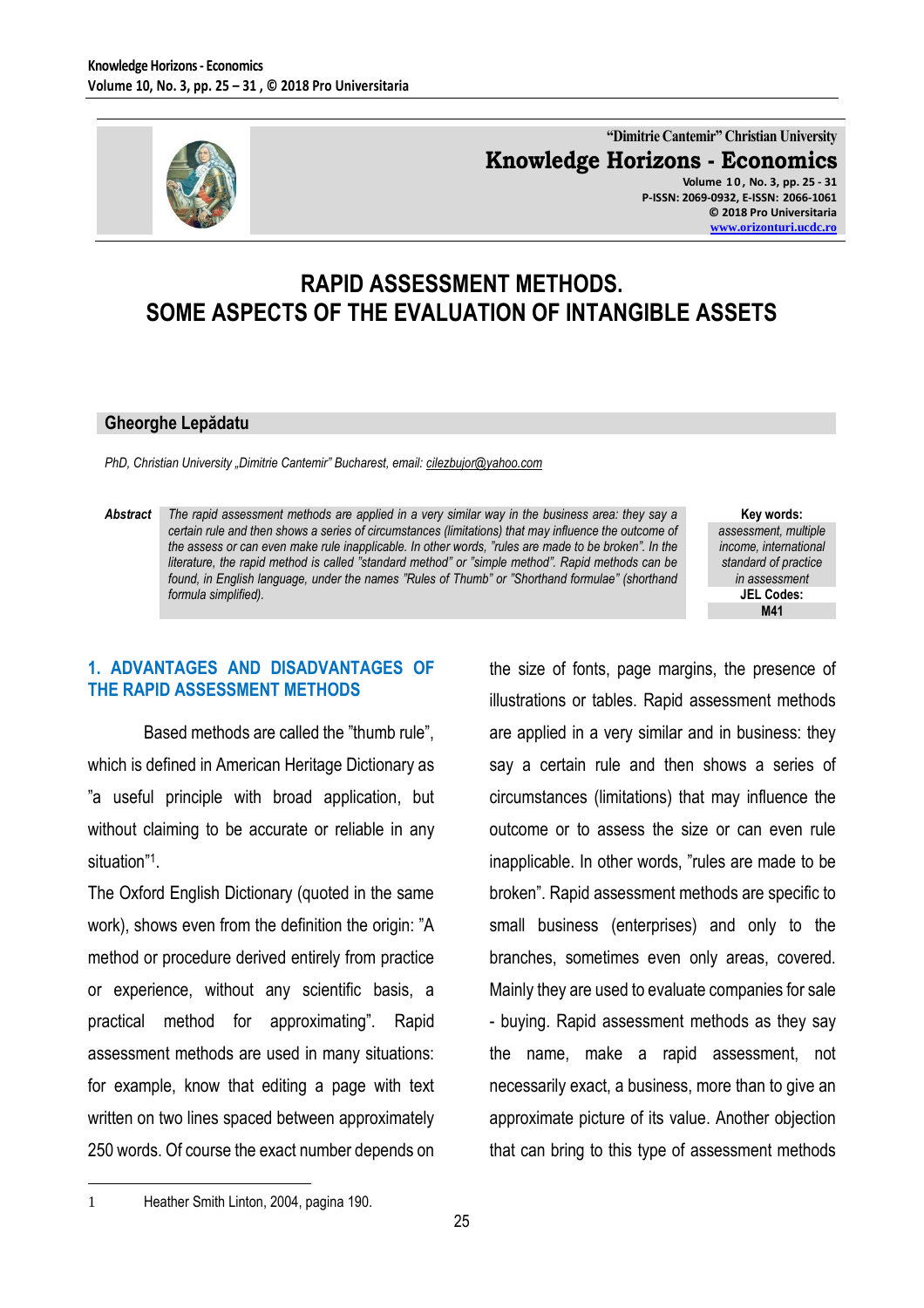"Dimitrie Cantemir" Christian University
**Knowledge Horizons - Economics**
Volume 10, No. 3, pp. 25 - 31
P-ISSN: 2069-0932, E-ISSN: 2066-1061
© 2018 Pro Universitaria
www.orizonturi.ucdc.ro

# RAPID ASSESSMENT METHODS. SOME ASPECTS OF THE EVALUATION OF INTANGIBLE ASSETS

**Gheorghe Lepădatu**

*PhD, Christian University „Dimitrie Cantemir" Bucharest, email: cilezbujor@yahoo.com*

**Abstract** *The rapid assessment methods are applied in a very similar way in the business area: they say a certain rule and then shows a series of circumstances (limitations) that may influence the outcome of the assess or can even make rule inapplicable. In other words, "rules are made to be broken". In the literature, the rapid method is called "standard method" or "simple method". Rapid methods can be found, in English language, under the names "Rules of Thumb" or "Shorthand formulae" (shorthand formula simplified).*

**Key words:** *assessment, multiple income, international standard of practice in assessment*

**JEL Codes:** **M41**

## 1. ADVANTAGES AND DISADVANTAGES OF THE RAPID ASSESSMENT METHODS

Based methods are called the "thumb rule", which is defined in American Heritage Dictionary as "a useful principle with broad application, but without claiming to be accurate or reliable in any situation"[1].

The Oxford English Dictionary (quoted in the same work), shows even from the definition the origin: "A method or procedure derived entirely from practice or experience, without any scientific basis, a practical method for approximating". Rapid assessment methods are used in many situations: for example, know that editing a page with text written on two lines spaced between approximately 250 words. Of course the exact number depends on the size of fonts, page margins, the presence of illustrations or tables. Rapid assessment methods are applied in a very similar and in business: they say a certain rule and then shows a series of circumstances (limitations) that may influence the outcome or to assess the size or can even rule inapplicable. In other words, "rules are made to be broken". Rapid assessment methods are specific to small business (enterprises) and only to the branches, sometimes even only areas, covered. Mainly they are used to evaluate companies for sale - buying. Rapid assessment methods as they say the name, make a rapid assessment, not necessarily exact, a business, more than to give an approximate picture of its value. Another objection that can bring to this type of assessment methods

---

1 Heather Smith Linton, 2004, pagina 190.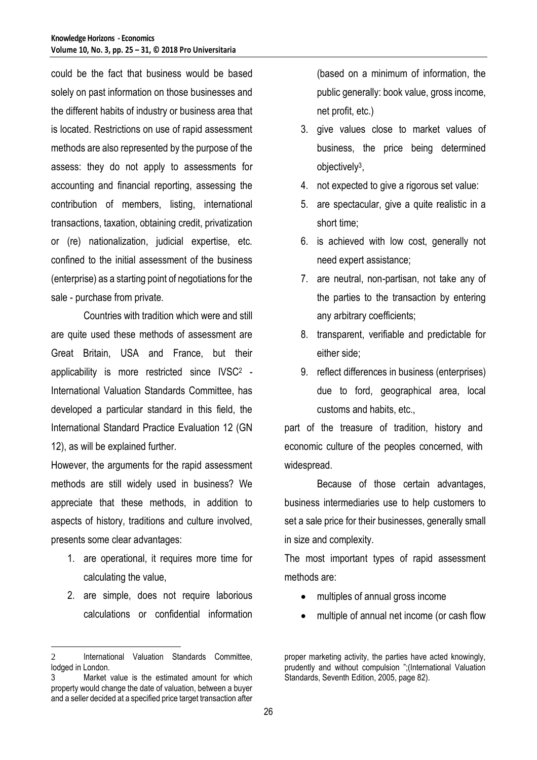could be the fact that business would be based solely on past information on those businesses and the different habits of industry or business area that is located. Restrictions on use of rapid assessment methods are also represented by the purpose of the assess: they do not apply to assessments for accounting and financial reporting, assessing the contribution of members, listing, international transactions, taxation, obtaining credit, privatization or (re) nationalization, judicial expertise, etc. confined to the initial assessment of the business (enterprise) as a starting point of negotiations for the sale - purchase from private.

Countries with tradition which were and still are quite used these methods of assessment are Great Britain, USA and France, but their applicability is more restricted since IVSC[2] - International Valuation Standards Committee, has developed a particular standard in this field, the International Standard Practice Evaluation 12 (GN 12), as will be explained further.

However, the arguments for the rapid assessment methods are still widely used in business? We appreciate that these methods, in addition to aspects of history, traditions and culture involved, presents some clear advantages:

1. are operational, it requires more time for calculating the value,
2. are simple, does not require laborious calculations or confidential information (based on a minimum of information, the public generally: book value, gross income, net profit, etc.)
3. give values close to market values of business, the price being determined objectively[3],
4. not expected to give a rigorous set value:
5. are spectacular, give a quite realistic in a short time;
6. is achieved with low cost, generally not need expert assistance;
7. are neutral, non-partisan, not take any of the parties to the transaction by entering any arbitrary coefficients;
8. transparent, verifiable and predictable for either side;
9. reflect differences in business (enterprises) due to ford, geographical area, local customs and habits, etc.,

part of the treasure of tradition, history and economic culture of the peoples concerned, with widespread.

Because of those certain advantages, business intermediaries use to help customers to set a sale price for their businesses, generally small in size and complexity.

The most important types of rapid assessment methods are:

- multiples of annual gross income
- multiple of annual net income (or cash flow

---

[2] International Valuation Standards Committee, lodged in London.

[3] Market value is the estimated amount for which property would change the date of valuation, between a buyer and a seller decided at a specified price target transaction after proper marketing activity, the parties have acted knowingly, prudently and without compulsion ";(International Valuation Standards, Seventh Edition, 2005, page 82).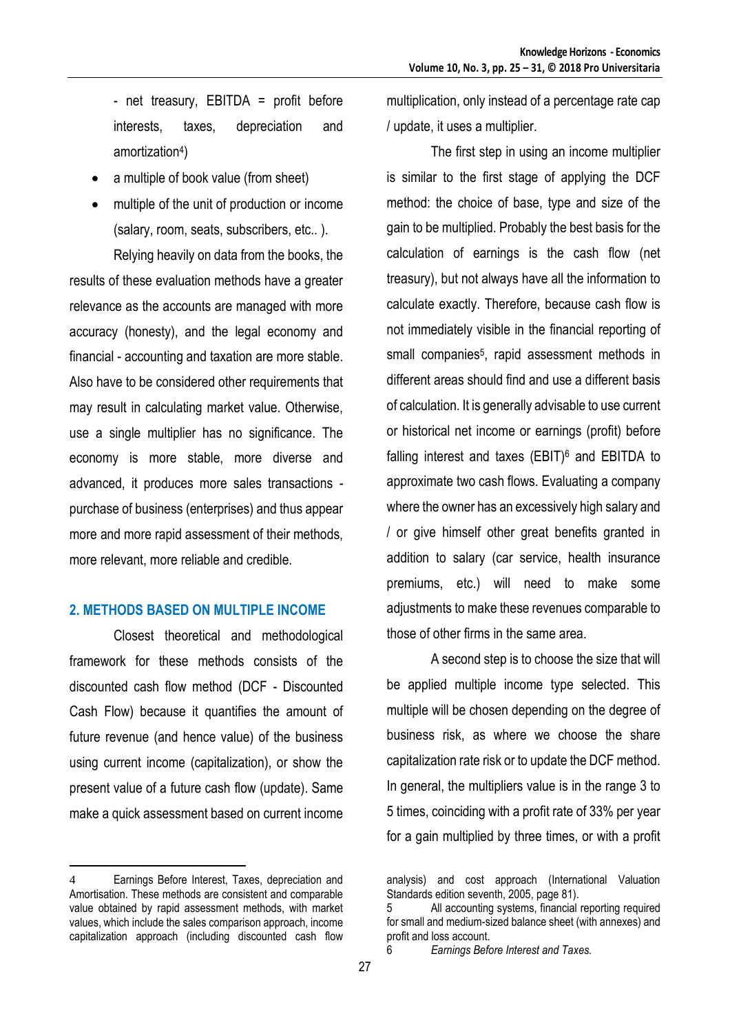- net treasury, EBITDA = profit before interests, taxes, depreciation and amortization[4])

- a multiple of book value (from sheet)
- multiple of the unit of production or income (salary, room, seats, subscribers, etc.. ).

Relying heavily on data from the books, the results of these evaluation methods have a greater relevance as the accounts are managed with more accuracy (honesty), and the legal economy and financial - accounting and taxation are more stable. Also have to be considered other requirements that may result in calculating market value. Otherwise, use a single multiplier has no significance. The economy is more stable, more diverse and advanced, it produces more sales transactions - purchase of business (enterprises) and thus appear more and more rapid assessment of their methods, more relevant, more reliable and credible.

## 2. METHODS BASED ON MULTIPLE INCOME

Closest theoretical and methodological framework for these methods consists of the discounted cash flow method (DCF - Discounted Cash Flow) because it quantifies the amount of future revenue (and hence value) of the business using current income (capitalization), or show the present value of a future cash flow (update). Same make a quick assessment based on current income multiplication, only instead of a percentage rate cap / update, it uses a multiplier.

The first step in using an income multiplier is similar to the first stage of applying the DCF method: the choice of base, type and size of the gain to be multiplied. Probably the best basis for the calculation of earnings is the cash flow (net treasury), but not always have all the information to calculate exactly. Therefore, because cash flow is not immediately visible in the financial reporting of small companies[5], rapid assessment methods in different areas should find and use a different basis of calculation. It is generally advisable to use current or historical net income or earnings (profit) before falling interest and taxes (EBIT)[6] and EBITDA to approximate two cash flows. Evaluating a company where the owner has an excessively high salary and / or give himself other great benefits granted in addition to salary (car service, health insurance premiums, etc.) will need to make some adjustments to make these revenues comparable to those of other firms in the same area.

A second step is to choose the size that will be applied multiple income type selected. This multiple will be chosen depending on the degree of business risk, as where we choose the share capitalization rate risk or to update the DCF method. In general, the multipliers value is in the range 3 to 5 times, coinciding with a profit rate of 33% per year for a gain multiplied by three times, or with a profit

---

4 Earnings Before Interest, Taxes, depreciation and Amortisation. These methods are consistent and comparable value obtained by rapid assessment methods, with market values, which include the sales comparison approach, income capitalization approach (including discounted cash flow analysis) and cost approach (International Valuation Standards edition seventh, 2005, page 81).

5 All accounting systems, financial reporting required for small and medium-sized balance sheet (with annexes) and profit and loss account.

6 *Earnings Before Interest and Taxes.*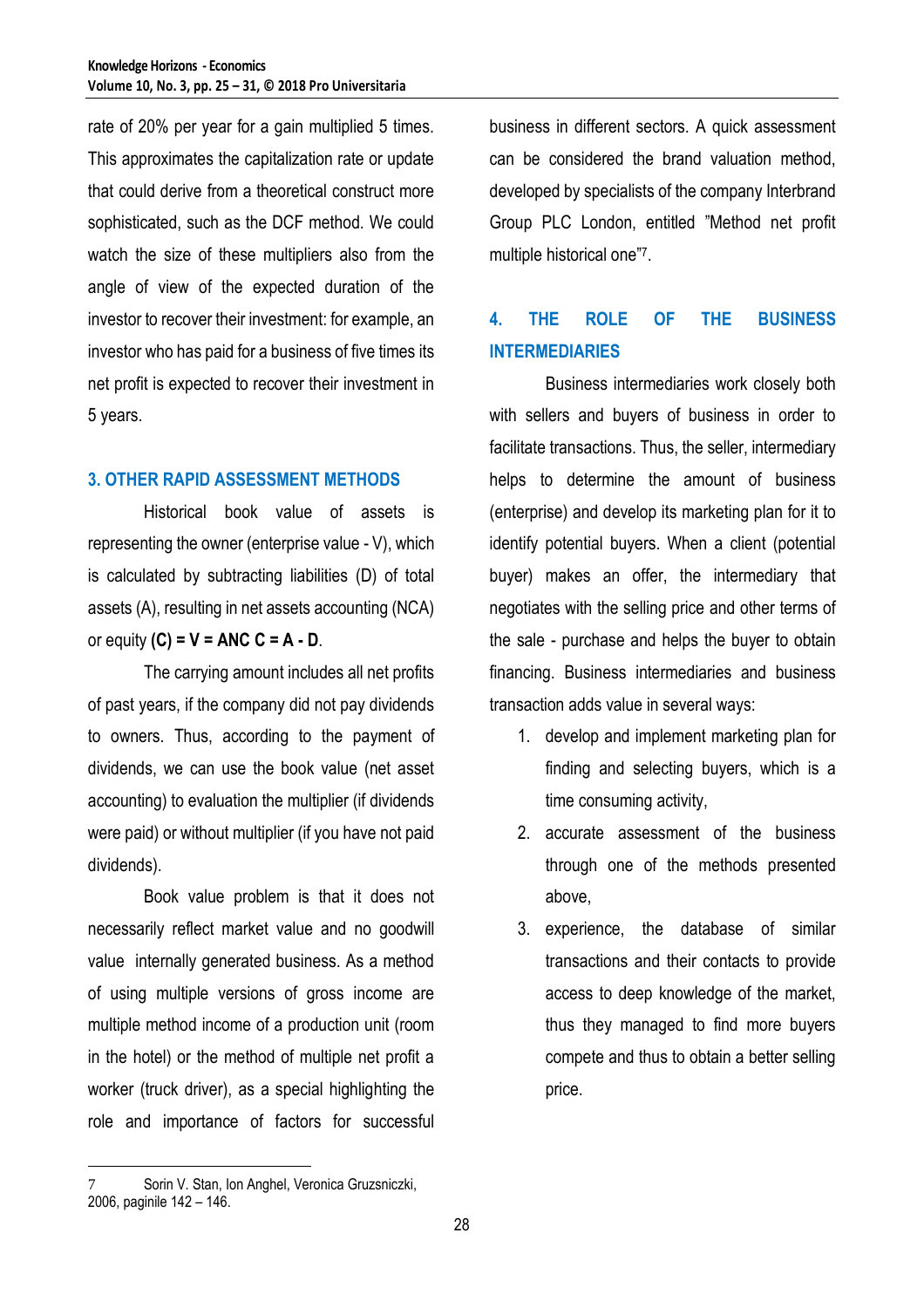rate of 20% per year for a gain multiplied 5 times. This approximates the capitalization rate or update that could derive from a theoretical construct more sophisticated, such as the DCF method. We could watch the size of these multipliers also from the angle of view of the expected duration of the investor to recover their investment: for example, an investor who has paid for a business of five times its net profit is expected to recover their investment in 5 years.

## 3. OTHER RAPID ASSESSMENT METHODS

Historical book value of assets is representing the owner (enterprise value - V), which is calculated by subtracting liabilities (D) of total assets (A), resulting in net assets accounting (NCA) or equity **(C) = V = ANC C = A - D**.

The carrying amount includes all net profits of past years, if the company did not pay dividends to owners. Thus, according to the payment of dividends, we can use the book value (net asset accounting) to evaluation the multiplier (if dividends were paid) or without multiplier (if you have not paid dividends).

Book value problem is that it does not necessarily reflect market value and no goodwill value internally generated business. As a method of using multiple versions of gross income are multiple method income of a production unit (room in the hotel) or the method of multiple net profit a worker (truck driver), as a special highlighting the role and importance of factors for successful business in different sectors. A quick assessment can be considered the brand valuation method, developed by specialists of the company Interbrand Group PLC London, entitled "Method net profit multiple historical one"[7].

## 4. THE ROLE OF THE BUSINESS INTERMEDIARIES

Business intermediaries work closely both with sellers and buyers of business in order to facilitate transactions. Thus, the seller, intermediary helps to determine the amount of business (enterprise) and develop its marketing plan for it to identify potential buyers. When a client (potential buyer) makes an offer, the intermediary that negotiates with the selling price and other terms of the sale - purchase and helps the buyer to obtain financing. Business intermediaries and business transaction adds value in several ways:

1. develop and implement marketing plan for finding and selecting buyers, which is a time consuming activity,
2. accurate assessment of the business through one of the methods presented above,
3. experience, the database of similar transactions and their contacts to provide access to deep knowledge of the market, thus they managed to find more buyers compete and thus to obtain a better selling price.

---

[7] Sorin V. Stan, Ion Anghel, Veronica Gruzsniczki, 2006, paginile 142 – 146.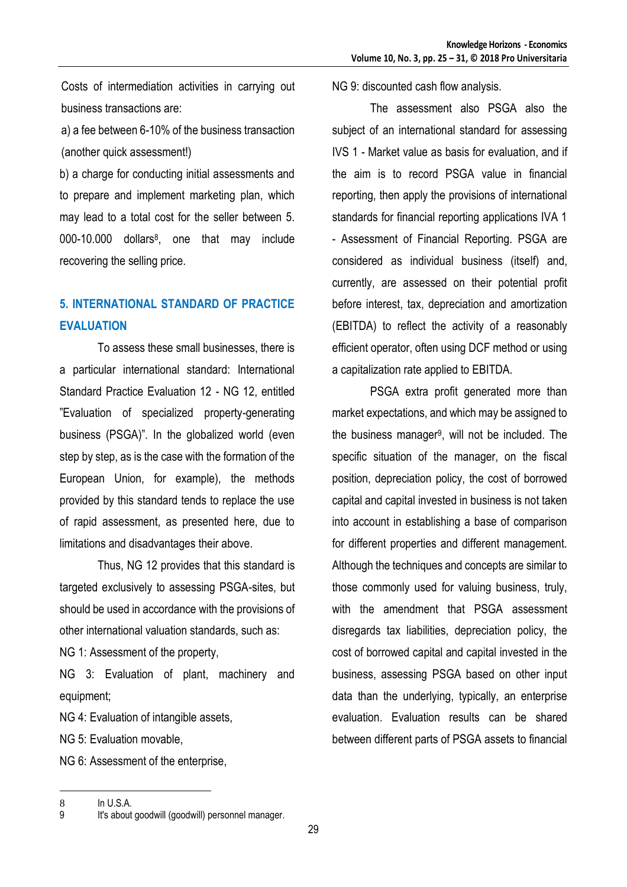Costs of intermediation activities in carrying out business transactions are:

a) a fee between 6-10% of the business transaction (another quick assessment!)

b) a charge for conducting initial assessments and to prepare and implement marketing plan, which may lead to a total cost for the seller between 5. 000-10.000 dollars[8], one that may include recovering the selling price.

## 5. INTERNATIONAL STANDARD OF PRACTICE EVALUATION

To assess these small businesses, there is a particular international standard: International Standard Practice Evaluation 12 - NG 12, entitled "Evaluation of specialized property-generating business (PSGA)". In the globalized world (even step by step, as is the case with the formation of the European Union, for example), the methods provided by this standard tends to replace the use of rapid assessment, as presented here, due to limitations and disadvantages their above.

Thus, NG 12 provides that this standard is targeted exclusively to assessing PSGA-sites, but should be used in accordance with the provisions of other international valuation standards, such as:

NG 1: Assessment of the property,

NG 3: Evaluation of plant, machinery and equipment;

NG 4: Evaluation of intangible assets,

NG 5: Evaluation movable,

NG 6: Assessment of the enterprise,

NG 9: discounted cash flow analysis.

The assessment also PSGA also the subject of an international standard for assessing IVS 1 - Market value as basis for evaluation, and if the aim is to record PSGA value in financial reporting, then apply the provisions of international standards for financial reporting applications IVA 1 - Assessment of Financial Reporting. PSGA are considered as individual business (itself) and, currently, are assessed on their potential profit before interest, tax, depreciation and amortization (EBITDA) to reflect the activity of a reasonably efficient operator, often using DCF method or using a capitalization rate applied to EBITDA.

PSGA extra profit generated more than market expectations, and which may be assigned to the business manager[9], will not be included. The specific situation of the manager, on the fiscal position, depreciation policy, the cost of borrowed capital and capital invested in business is not taken into account in establishing a base of comparison for different properties and different management. Although the techniques and concepts are similar to those commonly used for valuing business, truly, with the amendment that PSGA assessment disregards tax liabilities, depreciation policy, the cost of borrowed capital and capital invested in the business, assessing PSGA based on other input data than the underlying, typically, an enterprise evaluation. Evaluation results can be shared between different parts of PSGA assets to financial

---

8 In U.S.A.

9 It's about goodwill (goodwill) personnel manager.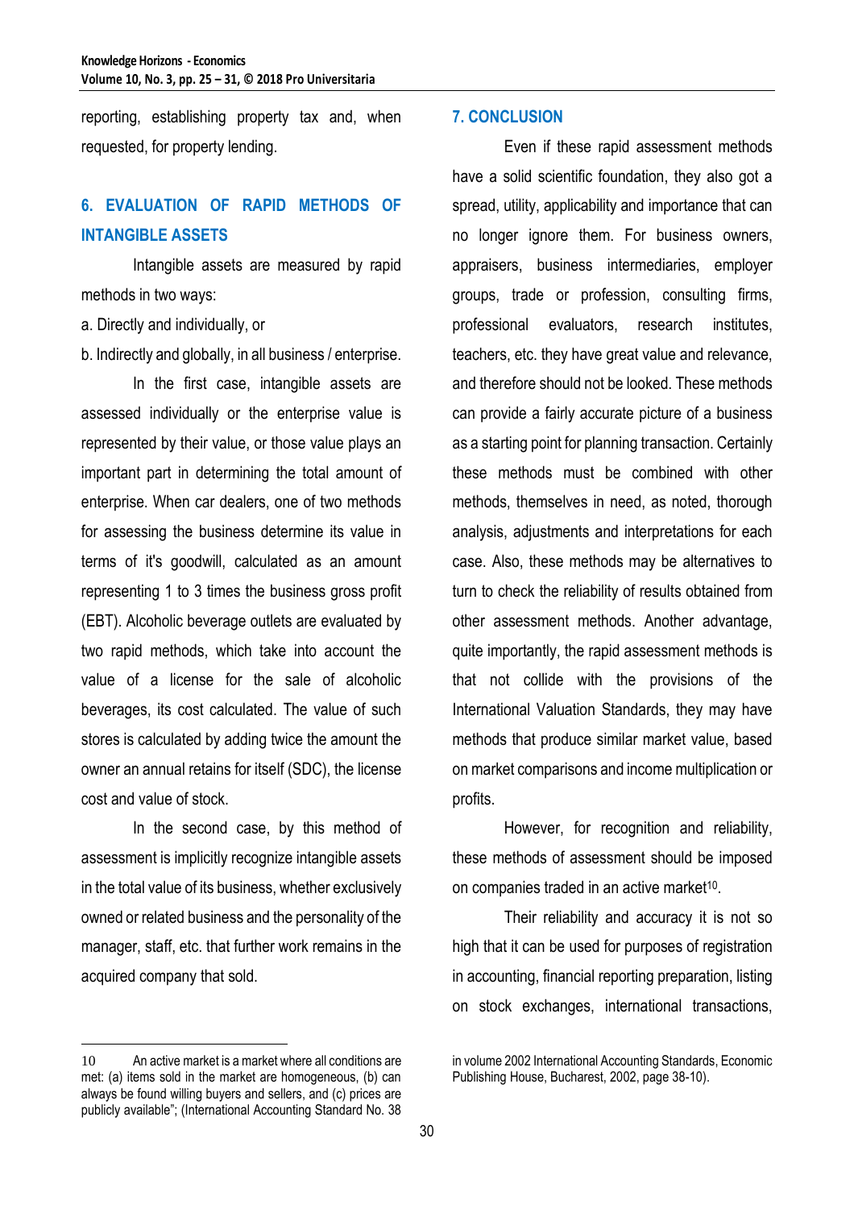reporting, establishing property tax and, when requested, for property lending.

## 6. EVALUATION OF RAPID METHODS OF INTANGIBLE ASSETS

Intangible assets are measured by rapid methods in two ways:

a. Directly and individually, or

b. Indirectly and globally, in all business / enterprise.

In the first case, intangible assets are assessed individually or the enterprise value is represented by their value, or those value plays an important part in determining the total amount of enterprise. When car dealers, one of two methods for assessing the business determine its value in terms of it's goodwill, calculated as an amount representing 1 to 3 times the business gross profit (EBT). Alcoholic beverage outlets are evaluated by two rapid methods, which take into account the value of a license for the sale of alcoholic beverages, its cost calculated. The value of such stores is calculated by adding twice the amount the owner an annual retains for itself (SDC), the license cost and value of stock.

In the second case, by this method of assessment is implicitly recognize intangible assets in the total value of its business, whether exclusively owned or related business and the personality of the manager, staff, etc. that further work remains in the acquired company that sold.

## 7. CONCLUSION

Even if these rapid assessment methods have a solid scientific foundation, they also got a spread, utility, applicability and importance that can no longer ignore them. For business owners, appraisers, business intermediaries, employer groups, trade or profession, consulting firms, professional evaluators, research institutes, teachers, etc. they have great value and relevance, and therefore should not be looked. These methods can provide a fairly accurate picture of a business as a starting point for planning transaction. Certainly these methods must be combined with other methods, themselves in need, as noted, thorough analysis, adjustments and interpretations for each case. Also, these methods may be alternatives to turn to check the reliability of results obtained from other assessment methods. Another advantage, quite importantly, the rapid assessment methods is that not collide with the provisions of the International Valuation Standards, they may have methods that produce similar market value, based on market comparisons and income multiplication or profits.

However, for recognition and reliability, these methods of assessment should be imposed on companies traded in an active market[10].

Their reliability and accuracy it is not so high that it can be used for purposes of registration in accounting, financial reporting preparation, listing on stock exchanges, international transactions,

---

[10] An active market is a market where all conditions are met: (a) items sold in the market are homogeneous, (b) can always be found willing buyers and sellers, and (c) prices are publicly available"; (International Accounting Standard No. 38 in volume 2002 International Accounting Standards, Economic Publishing House, Bucharest, 2002, page 38-10).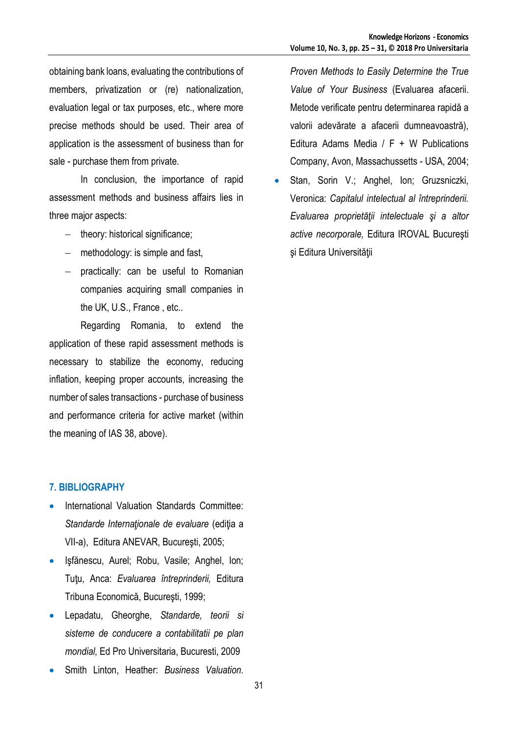obtaining bank loans, evaluating the contributions of members, privatization or (re) nationalization, evaluation legal or tax purposes, etc., where more precise methods should be used. Their area of application is the assessment of business than for sale - purchase them from private.

In conclusion, the importance of rapid assessment methods and business affairs lies in three major aspects:

- theory: historical significance;
- methodology: is simple and fast,
- practically: can be useful to Romanian companies acquiring small companies in the UK, U.S., France , etc..

Regarding Romania, to extend the application of these rapid assessment methods is necessary to stabilize the economy, reducing inflation, keeping proper accounts, increasing the number of sales transactions - purchase of business and performance criteria for active market (within the meaning of IAS 38, above).

## 7. BIBLIOGRAPHY

- International Valuation Standards Committee: *Standarde Internaţionale de evaluare* (ediţia a VII-a), Editura ANEVAR, Bucureşti, 2005;
- Işfănescu, Aurel; Robu, Vasile; Anghel, Ion; Tuţu, Anca: *Evaluarea întreprinderii,* Editura Tribuna Economică, Bucureşti, 1999;
- Lepadatu, Gheorghe, *Standarde, teorii si sisteme de conducere a contabilitatii pe plan mondial,* Ed Pro Universitaria, Bucuresti, 2009
- Smith Linton, Heather: *Business Valuation. Proven Methods to Easily Determine the True Value of Your Business* (Evaluarea afacerii. Metode verificate pentru determinarea rapidă a valorii adevărate a afacerii dumneavoastră), Editura Adams Media / F + W Publications Company, Avon, Massachussetts - USA, 2004;
- Stan, Sorin V.; Anghel, Ion; Gruzsniczki, Veronica: *Capitalul intelectual al întreprinderii. Evaluarea proprietăţii intelectuale şi a altor active necorporale,* Editura IROVAL Bucureşti şi Editura Universităţii